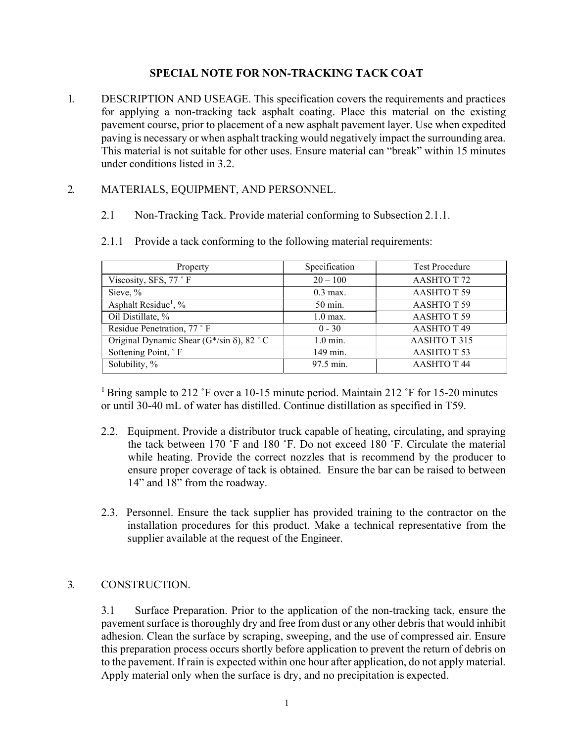# SPECIAL NOTE FOR NON-TRACKING TACK COAT

1. DESCRIPTION AND USEAGE. This specification covers the requirements and practices for applying a non-tracking tack asphalt coating. Place this material on the existing pavement course, prior to placement of a new asphalt pavement layer. Use when expedited paving is necessary or when asphalt tracking would negatively impact the surrounding area. This material is not suitable for other uses. Ensure material can "break" within 15 minutes under conditions listed in 3.2.

2. MATERIALS, EQUIPMENT, AND PERSONNEL.

   2.1 Non-Tracking Tack. Provide material conforming to Subsection 2.1.1.

   2.1.1 Provide a tack conforming to the following material requirements:

| Property | Specification | Test Procedure |
|---|---|---|
| Viscosity, SFS, 77 ˚ F | 20 – 100 | AASHTO T 72 |
| Sieve, % | 0.3 max. | AASHTO T 59 |
| Asphalt Residue[1], % | 50 min. | AASHTO T 59 |
| Oil Distillate, % | 1.0 max. | AASHTO T 59 |
| Residue Penetration, 77 ˚ F | 0 - 30 | AASHTO T 49 |
| Original Dynamic Shear ($G^*/\sin\delta$), 82 ˚ C | 1.0 min. | AASHTO T 315 |
| Softening Point, ˚ F | 149 min. | AASHTO T 53 |
| Solubility, % | 97.5 min. | AASHTO T 44 |

[1] Bring sample to 212 ˚F over a 10-15 minute period. Maintain 212 ˚F for 15-20 minutes or until 30-40 mL of water has distilled. Continue distillation as specified in T59.

   2.2. Equipment. Provide a distributor truck capable of heating, circulating, and spraying the tack between 170 ˚F and 180 ˚F. Do not exceed 180 ˚F. Circulate the material while heating. Provide the correct nozzles that is recommend by the producer to ensure proper coverage of tack is obtained. Ensure the bar can be raised to between 14" and 18" from the roadway.

   2.3. Personnel. Ensure the tack supplier has provided training to the contractor on the installation procedures for this product. Make a technical representative from the supplier available at the request of the Engineer.

3. CONSTRUCTION.

   3.1 Surface Preparation. Prior to the application of the non-tracking tack, ensure the pavement surface is thoroughly dry and free from dust or any other debris that would inhibit adhesion. Clean the surface by scraping, sweeping, and the use of compressed air. Ensure this preparation process occurs shortly before application to prevent the return of debris on to the pavement. If rain is expected within one hour after application, do not apply material. Apply material only when the surface is dry, and no precipitation is expected.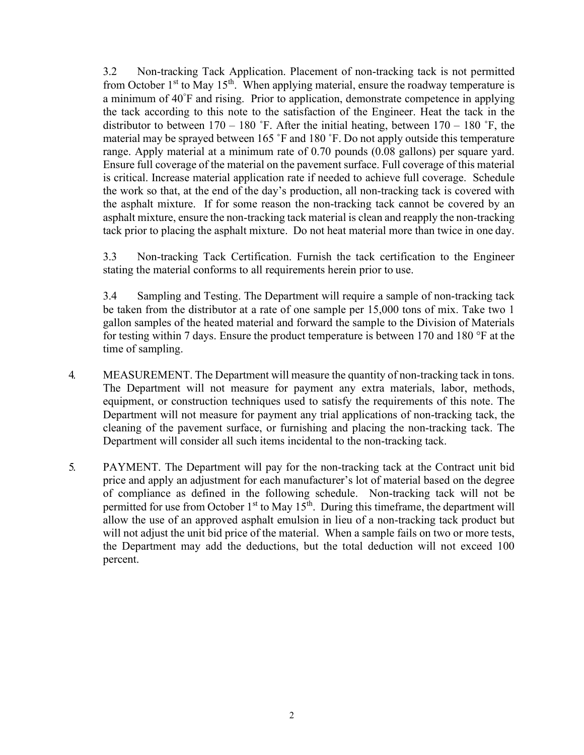3.2 Non-tracking Tack Application. Placement of non-tracking tack is not permitted from October 1st to May 15th. When applying material, ensure the roadway temperature is a minimum of 40˚F and rising. Prior to application, demonstrate competence in applying the tack according to this note to the satisfaction of the Engineer. Heat the tack in the distributor to between 170 – 180 ˚F. After the initial heating, between 170 – 180 ˚F, the material may be sprayed between 165 ˚F and 180 ˚F. Do not apply outside this temperature range. Apply material at a minimum rate of 0.70 pounds (0.08 gallons) per square yard. Ensure full coverage of the material on the pavement surface. Full coverage of this material is critical. Increase material application rate if needed to achieve full coverage. Schedule the work so that, at the end of the day's production, all non-tracking tack is covered with the asphalt mixture. If for some reason the non-tracking tack cannot be covered by an asphalt mixture, ensure the non-tracking tack material is clean and reapply the non-tracking tack prior to placing the asphalt mixture. Do not heat material more than twice in one day.

3.3 Non-tracking Tack Certification. Furnish the tack certification to the Engineer stating the material conforms to all requirements herein prior to use.

3.4 Sampling and Testing. The Department will require a sample of non-tracking tack be taken from the distributor at a rate of one sample per 15,000 tons of mix. Take two 1 gallon samples of the heated material and forward the sample to the Division of Materials for testing within 7 days. Ensure the product temperature is between 170 and 180 °F at the time of sampling.

4. MEASUREMENT. The Department will measure the quantity of non-tracking tack in tons. The Department will not measure for payment any extra materials, labor, methods, equipment, or construction techniques used to satisfy the requirements of this note. The Department will not measure for payment any trial applications of non-tracking tack, the cleaning of the pavement surface, or furnishing and placing the non-tracking tack. The Department will consider all such items incidental to the non-tracking tack.

5. PAYMENT. The Department will pay for the non-tracking tack at the Contract unit bid price and apply an adjustment for each manufacturer's lot of material based on the degree of compliance as defined in the following schedule. Non-tracking tack will not be permitted for use from October 1st to May 15th. During this timeframe, the department will allow the use of an approved asphalt emulsion in lieu of a non-tracking tack product but will not adjust the unit bid price of the material. When a sample fails on two or more tests, the Department may add the deductions, but the total deduction will not exceed 100 percent.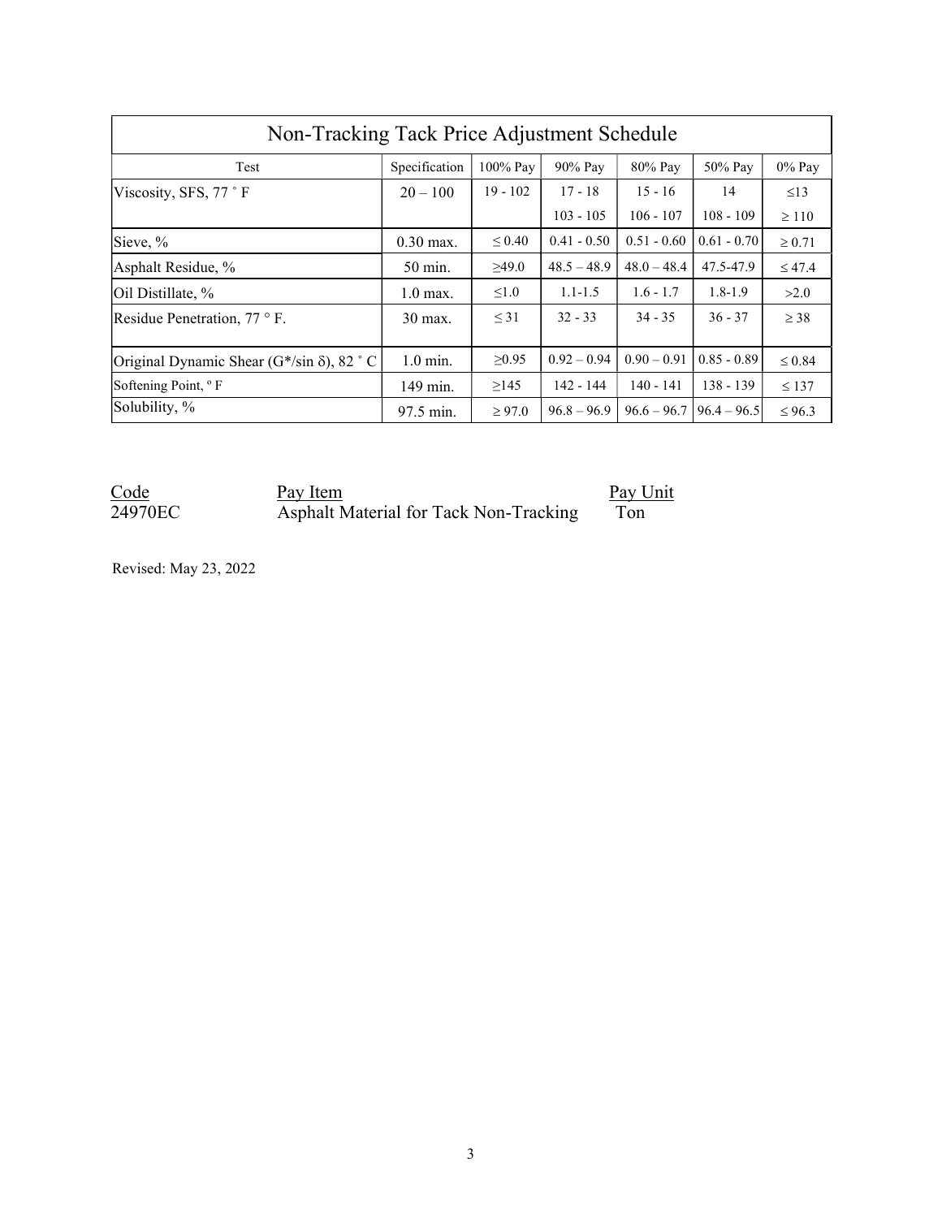| Non-Tracking Tack Price Adjustment Schedule | | | | | | |
|---|---|---|---|---|---|---|
| Test | Specification | 100% Pay | 90% Pay | 80% Pay | 50% Pay | 0% Pay |
| Viscosity, SFS, 77 ˚ F | 20 – 100 | 19 - 102 | 17 - 18 | 15 - 16 | 14 | ≤13 |
| | | | 103 - 105 | 106 - 107 | 108 - 109 | ≥ 110 |
| Sieve, % | 0.30 max. | ≤ 0.40 | 0.41 - 0.50 | 0.51 - 0.60 | 0.61 - 0.70 | ≥ 0.71 |
| Asphalt Residue, % | 50 min. | ≥49.0 | 48.5 – 48.9 | 48.0 – 48.4 | 47.5-47.9 | ≤ 47.4 |
| Oil Distillate, % | 1.0 max. | ≤1.0 | 1.1-1.5 | 1.6 - 1.7 | 1.8-1.9 | >2.0 |
| Residue Penetration, 77 ° F. | 30 max. | ≤ 31 | 32 - 33 | 34 - 35 | 36 - 37 | ≥ 38 |
| Original Dynamic Shear (G*/sin δ), 82 ˚ C | 1.0 min. | ≥0.95 | 0.92 – 0.94 | 0.90 – 0.91 | 0.85 - 0.89 | ≤ 0.84 |
| Softening Point, º F | 149 min. | ≥145 | 142 - 144 | 140 - 141 | 138 - 139 | ≤ 137 |
| Solubility, % | 97.5 min. | ≥ 97.0 | 96.8 – 96.9 | 96.6 – 96.7 | 96.4 – 96.5 | ≤ 96.3 |

| Code | Pay Item | Pay Unit |
|---|---|---|
| 24970EC | Asphalt Material for Tack Non-Tracking | Ton |

Revised: May 23, 2022